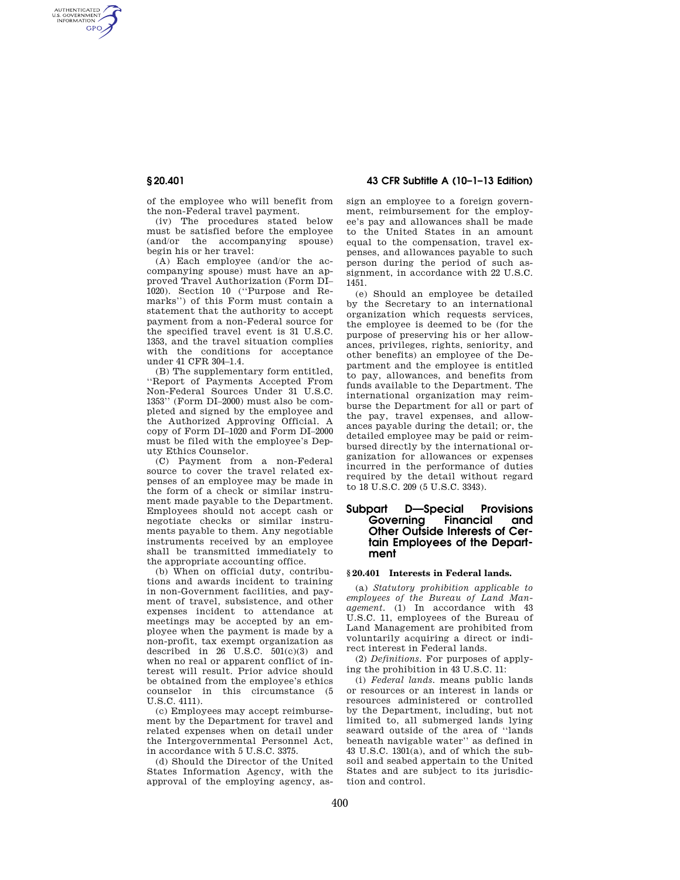of the employee who will benefit from the non-Federal travel payment.

(iv) The procedures stated below must be satisfied before the employee (and/or the accompanying spouse) begin his or her travel:

(A) Each employee (and/or the accompanying spouse) must have an approved Travel Authorization (Form DI–1020). Section 10 (''Purpose and Remarks'') of this Form must contain a statement that the authority to accept payment from a non-Federal source for the specified travel event is 31 U.S.C. 1353, and the travel situation complies with the conditions for acceptance under 41 CFR 304–1.4.

(B) The supplementary form entitled, ''Report of Payments Accepted From Non-Federal Sources Under 31 U.S.C. 1353'' (Form DI–2000) must also be completed and signed by the employee and the Authorized Approving Official. A copy of Form DI–1020 and Form DI–2000 must be filed with the employee's Deputy Ethics Counselor.

(C) Payment from a non-Federal source to cover the travel related expenses of an employee may be made in the form of a check or similar instrument made payable to the Department. Employees should not accept cash or negotiate checks or similar instruments payable to them. Any negotiable instruments received by an employee shall be transmitted immediately to the appropriate accounting office.

(b) When on official duty, contributions and awards incident to training in non-Government facilities, and payment of travel, subsistence, and other expenses incident to attendance at meetings may be accepted by an employee when the payment is made by a non-profit, tax exempt organization as described in 26 U.S.C. 501(c)(3) and when no real or apparent conflict of interest will result. Prior advice should be obtained from the employee's ethics counselor in this circumstance (5 U.S.C. 4111).

(c) Employees may accept reimbursement by the Department for travel and related expenses when on detail under the Intergovernmental Personnel Act, in accordance with 5 U.S.C. 3375.

(d) Should the Director of the United States Information Agency, with the approval of the employing agency, assign an employee to a foreign government, reimbursement for the employee's pay and allowances shall be made to the United States in an amount equal to the compensation, travel expenses, and allowances payable to such person during the period of such assignment, in accordance with 22 U.S.C. 1451.

(e) Should an employee be detailed by the Secretary to an international organization which requests services, the employee is deemed to be (for the purpose of preserving his or her allowances, privileges, rights, seniority, and other benefits) an employee of the Department and the employee is entitled to pay, allowances, and benefits from funds available to the Department. The international organization may reimburse the Department for all or part of the pay, travel expenses, and allowances payable during the detail; or, the detailed employee may be paid or reimbursed directly by the international organization for allowances or expenses incurred in the performance of duties required by the detail without regard to 18 U.S.C. 209 (5 U.S.C. 3343).

## Subpart D—Special Provisions Governing Financial and Other Outside Interests of Certain Employees of the Department

### § 20.401 Interests in Federal lands.

(a) *Statutory prohibition applicable to employees of the Bureau of Land Management.* (1) In accordance with 43 U.S.C. 11, employees of the Bureau of Land Management are prohibited from voluntarily acquiring a direct or indirect interest in Federal lands.

(2) *Definitions.* For purposes of applying the prohibition in 43 U.S.C. 11:

(i) *Federal lands.* means public lands or resources or an interest in lands or resources administered or controlled by the Department, including, but not limited to, all submerged lands lying seaward outside of the area of ''lands beneath navigable water'' as defined in 43 U.S.C. 1301(a), and of which the subsoil and seabed appertain to the United States and are subject to its jurisdiction and control.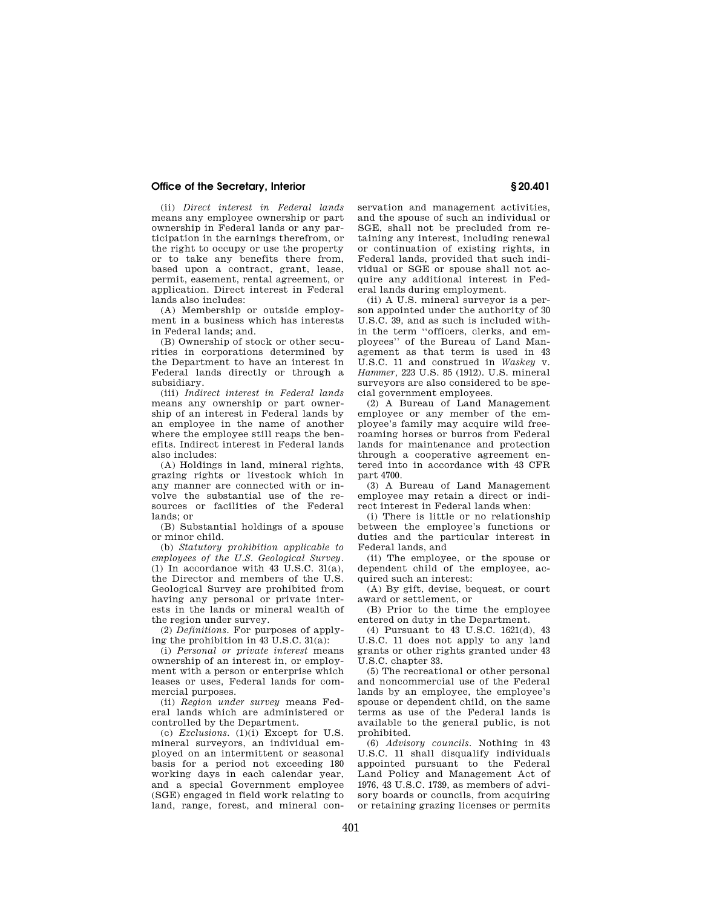(ii) *Direct interest in Federal lands* means any employee ownership or part ownership in Federal lands or any participation in the earnings therefrom, or the right to occupy or use the property or to take any benefits there from, based upon a contract, grant, lease, permit, easement, rental agreement, or application. Direct interest in Federal lands also includes:

(A) Membership or outside employment in a business which has interests in Federal lands; and.

(B) Ownership of stock or other securities in corporations determined by the Department to have an interest in Federal lands directly or through a subsidiary.

(iii) *Indirect interest in Federal lands* means any ownership or part ownership of an interest in Federal lands by an employee in the name of another where the employee still reaps the benefits. Indirect interest in Federal lands also includes:

(A) Holdings in land, mineral rights, grazing rights or livestock which in any manner are connected with or involve the substantial use of the resources or facilities of the Federal lands; or

(B) Substantial holdings of a spouse or minor child.

(b) *Statutory prohibition applicable to employees of the U.S. Geological Survey*. (1) In accordance with 43 U.S.C. 31(a), the Director and members of the U.S. Geological Survey are prohibited from having any personal or private interests in the lands or mineral wealth of the region under survey.

(2) *Definitions*. For purposes of applying the prohibition in 43 U.S.C. 31(a):

(i) *Personal or private interest* means ownership of an interest in, or employment with a person or enterprise which leases or uses, Federal lands for commercial purposes.

(ii) *Region under survey* means Federal lands which are administered or controlled by the Department.

(c) *Exclusions*. (1)(i) Except for U.S. mineral surveyors, an individual employed on an intermittent or seasonal basis for a period not exceeding 180 working days in each calendar year, and a special Government employee (SGE) engaged in field work relating to land, range, forest, and mineral conservation and management activities, and the spouse of such an individual or SGE, shall not be precluded from retaining any interest, including renewal or continuation of existing rights, in Federal lands, provided that such individual or SGE or spouse shall not acquire any additional interest in Federal lands during employment.

(ii) A U.S. mineral surveyor is a person appointed under the authority of 30 U.S.C. 39, and as such is included within the term "officers, clerks, and employees" of the Bureau of Land Management as that term is used in 43 U.S.C. 11 and construed in *Waskey* v. *Hammer*, 223 U.S. 85 (1912). U.S. mineral surveyors are also considered to be special government employees.

(2) A Bureau of Land Management employee or any member of the employee's family may acquire wild free-roaming horses or burros from Federal lands for maintenance and protection through a cooperative agreement entered into in accordance with 43 CFR part 4700.

(3) A Bureau of Land Management employee may retain a direct or indirect interest in Federal lands when:

(i) There is little or no relationship between the employee's functions or duties and the particular interest in Federal lands, and

(ii) The employee, or the spouse or dependent child of the employee, acquired such an interest:

(A) By gift, devise, bequest, or court award or settlement, or

(B) Prior to the time the employee entered on duty in the Department.

(4) Pursuant to 43 U.S.C. 1621(d), 43 U.S.C. 11 does not apply to any land grants or other rights granted under 43 U.S.C. chapter 33.

(5) The recreational or other personal and noncommercial use of the Federal lands by an employee, the employee's spouse or dependent child, on the same terms as use of the Federal lands is available to the general public, is not prohibited.

(6) *Advisory councils*. Nothing in 43 U.S.C. 11 shall disqualify individuals appointed pursuant to the Federal Land Policy and Management Act of 1976, 43 U.S.C. 1739, as members of advisory boards or councils, from acquiring or retaining grazing licenses or permits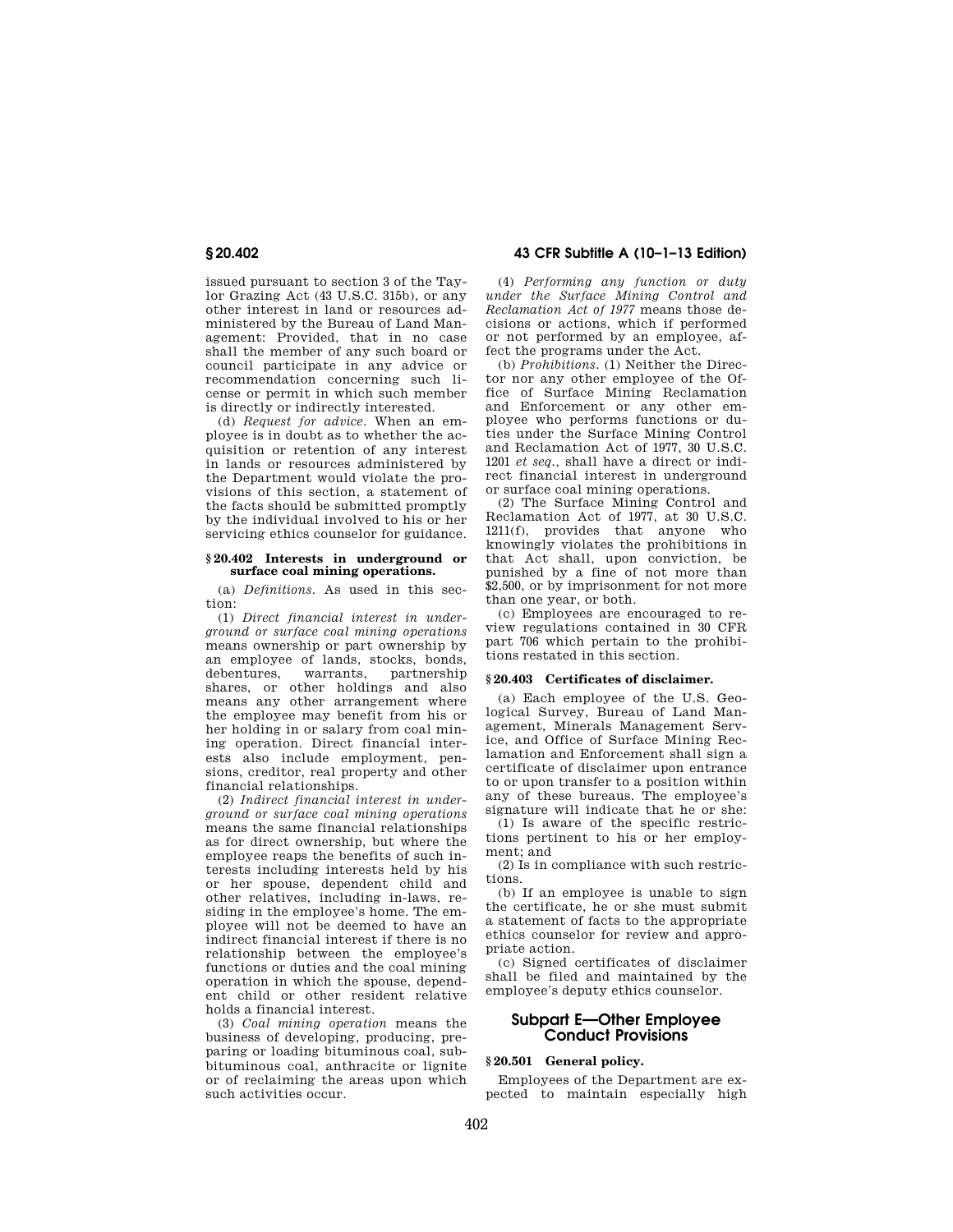issued pursuant to section 3 of the Taylor Grazing Act (43 U.S.C. 315b), or any other interest in land or resources administered by the Bureau of Land Management: Provided, that in no case shall the member of any such board or council participate in any advice or recommendation concerning such license or permit in which such member is directly or indirectly interested.

(d) *Request for advice.* When an employee is in doubt as to whether the acquisition or retention of any interest in lands or resources administered by the Department would violate the provisions of this section, a statement of the facts should be submitted promptly by the individual involved to his or her servicing ethics counselor for guidance.

### § 20.402 Interests in underground or surface coal mining operations.

(a) *Definitions.* As used in this section:

(1) *Direct financial interest in underground or surface coal mining operations* means ownership or part ownership by an employee of lands, stocks, bonds, debentures, warrants, partnership shares, or other holdings and also means any other arrangement where the employee may benefit from his or her holding in or salary from coal mining operation. Direct financial interests also include employment, pensions, creditor, real property and other financial relationships.

(2) *Indirect financial interest in underground or surface coal mining operations* means the same financial relationships as for direct ownership, but where the employee reaps the benefits of such interests including interests held by his or her spouse, dependent child and other relatives, including in-laws, residing in the employee's home. The employee will not be deemed to have an indirect financial interest if there is no relationship between the employee's functions or duties and the coal mining operation in which the spouse, dependent child or other resident relative holds a financial interest.

(3) *Coal mining operation* means the business of developing, producing, preparing or loading bituminous coal, subbituminous coal, anthracite or lignite or of reclaiming the areas upon which such activities occur.

(4) *Performing any function or duty under the Surface Mining Control and Reclamation Act of 1977* means those decisions or actions, which if performed or not performed by an employee, affect the programs under the Act.

(b) *Prohibitions.* (1) Neither the Director nor any other employee of the Office of Surface Mining Reclamation and Enforcement or any other employee who performs functions or duties under the Surface Mining Control and Reclamation Act of 1977, 30 U.S.C. 1201 *et seq.*, shall have a direct or indirect financial interest in underground or surface coal mining operations.

(2) The Surface Mining Control and Reclamation Act of 1977, at 30 U.S.C. 1211(f), provides that anyone who knowingly violates the prohibitions in that Act shall, upon conviction, be punished by a fine of not more than $2,500, or by imprisonment for not more than one year, or both.

(c) Employees are encouraged to review regulations contained in 30 CFR part 706 which pertain to the prohibitions restated in this section.

### § 20.403 Certificates of disclaimer.

(a) Each employee of the U.S. Geological Survey, Bureau of Land Management, Minerals Management Service, and Office of Surface Mining Reclamation and Enforcement shall sign a certificate of disclaimer upon entrance to or upon transfer to a position within any of these bureaus. The employee's signature will indicate that he or she:

(1) Is aware of the specific restrictions pertinent to his or her employment; and

(2) Is in compliance with such restrictions.

(b) If an employee is unable to sign the certificate, he or she must submit a statement of facts to the appropriate ethics counselor for review and appropriate action.

(c) Signed certificates of disclaimer shall be filed and maintained by the employee's deputy ethics counselor.

## Subpart E—Other Employee Conduct Provisions

### § 20.501 General policy.

Employees of the Department are expected to maintain especially high